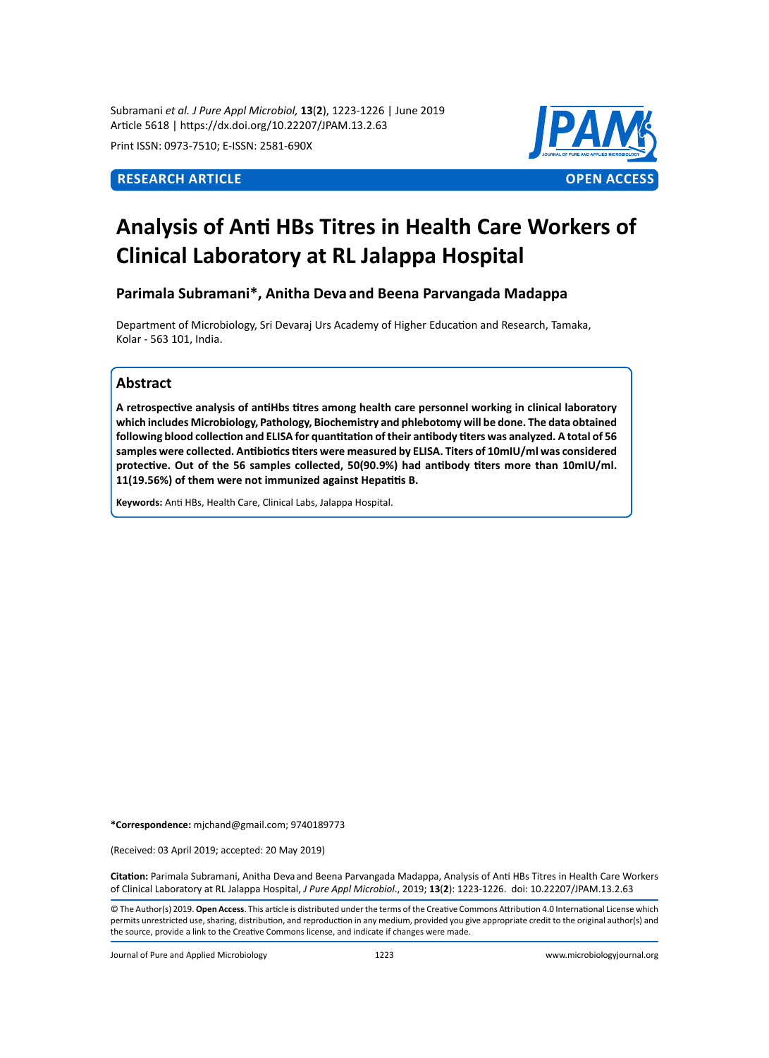# Analysis of Anti HBs Titres in Health Care Workers of Clinical Laboratory at RL Jalappa Hospital

**Parimala Subramani*, Anitha Deva and Beena Parvangada Madappa**

Department of Microbiology, Sri Devaraj Urs Academy of Higher Education and Research, Tamaka, Kolar - 563 101, India.

## Abstract

**A retrospective analysis of antiHbs titres among health care personnel working in clinical laboratory which includes Microbiology, Pathology, Biochemistry and phlebotomy will be done. The data obtained following blood collection and ELISA for quantitation of their antibody titers was analyzed. A total of 56 samples were collected. Antibiotics titers were measured by ELISA. Titers of 10mIU/ml was considered protective. Out of the 56 samples collected, 50(90.9%) had antibody titers more than 10mIU/ml. 11(19.56%) of them were not immunized against Hepatitis B.**

**Keywords:** Anti HBs, Health Care, Clinical Labs, Jalappa Hospital.

**\*Correspondence:** mjchand@gmail.com; 9740189773

(Received: 03 April 2019; accepted: 20 May 2019)

**Citation:** Parimala Subramani, Anitha Deva and Beena Parvangada Madappa, Analysis of Anti HBs Titres in Health Care Workers of Clinical Laboratory at RL Jalappa Hospital, *J Pure Appl Microbiol*., 2019; **13**(**2**): 1223-1226. doi: 10.22207/JPAM.13.2.63

© The Author(s) 2019. **Open Access**. This article is distributed under the terms of the Creative Commons Attribution 4.0 International License which permits unrestricted use, sharing, distribution, and reproduction in any medium, provided you give appropriate credit to the original author(s) and the source, provide a link to the Creative Commons license, and indicate if changes were made.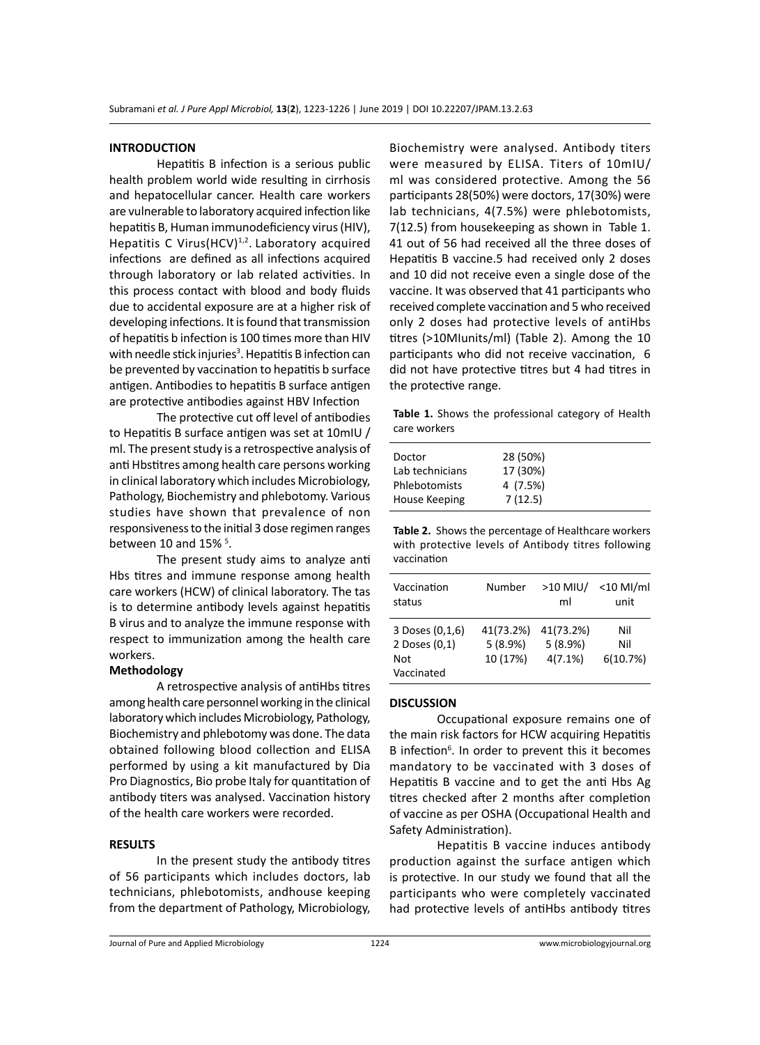## INTRODUCTION

Hepatitis B infection is a serious public health problem world wide resulting in cirrhosis and hepatocellular cancer. Health care workers are vulnerable to laboratory acquired infection like hepatitis B, Human immunodeficiency virus (HIV), Hepatitis C Virus(HCV)[1,2]. Laboratory acquired infections are defined as all infections acquired through laboratory or lab related activities. In this process contact with blood and body fluids due to accidental exposure are at a higher risk of developing infections. It is found that transmission of hepatitis b infection is 100 times more than HIV with needle stick injuries[3]. Hepatitis B infection can be prevented by vaccination to hepatitis b surface antigen. Antibodies to hepatitis B surface antigen are protective antibodies against HBV Infection

The protective cut off level of antibodies to Hepatitis B surface antigen was set at 10mIU / ml. The present study is a retrospective analysis of anti Hbstitres among health care persons working in clinical laboratory which includes Microbiology, Pathology, Biochemistry and phlebotomy. Various studies have shown that prevalence of non responsiveness to the initial 3 dose regimen ranges between 10 and 15% [5].

The present study aims to analyze anti Hbs titres and immune response among health care workers (HCW) of clinical laboratory. The tas is to determine antibody levels against hepatitis B virus and to analyze the immune response with respect to immunization among the health care workers.

### Methodology

A retrospective analysis of antiHbs titres among health care personnel working in the clinical laboratory which includes Microbiology, Pathology, Biochemistry and phlebotomy was done. The data obtained following blood collection and ELISA performed by using a kit manufactured by Dia Pro Diagnostics, Bio probe Italy for quantitation of antibody titers was analysed. Vaccination history of the health care workers were recorded.

## RESULTS

In the present study the antibody titres of 56 participants which includes doctors, lab technicians, phlebotomists, andhouse keeping from the department of Pathology, Microbiology, Biochemistry were analysed. Antibody titers were measured by ELISA. Titers of 10mIU/ml was considered protective. Among the 56 participants 28(50%) were doctors, 17(30%) were lab technicians, 4(7.5%) were phlebotomists, 7(12.5) from housekeeping as shown in Table 1. 41 out of 56 had received all the three doses of Hepatitis B vaccine.5 had received only 2 doses and 10 did not receive even a single dose of the vaccine. It was observed that 41 participants who received complete vaccination and 5 who received only 2 doses had protective levels of antiHbs titres (>10MIunits/ml) (Table 2). Among the 10 participants who did not receive vaccination, 6 did not have protective titres but 4 had titres in the protective range.

**Table 1.** Shows the professional category of Health care workers

| | |
|---|---|
| Doctor | 28 (50%) |
| Lab technicians | 17 (30%) |
| Phlebotomists | 4 (7.5%) |
| House Keeping | 7 (12.5) |

**Table 2.** Shows the percentage of Healthcare workers with protective levels of Antibody titres following vaccination

| Vaccination status | Number | >10 MIU/ml | <10 MI/ml unit |
|---|---|---|---|
| 3 Doses (0,1,6) | 41(73.2%) | 41(73.2%) | Nil |
| 2 Doses (0,1) | 5 (8.9%) | 5 (8.9%) | Nil |
| Not Vaccinated | 10 (17%) | 4(7.1%) | 6(10.7%) |

## DISCUSSION

Occupational exposure remains one of the main risk factors for HCW acquiring Hepatitis B infection[6]. In order to prevent this it becomes mandatory to be vaccinated with 3 doses of Hepatitis B vaccine and to get the anti Hbs Ag titres checked after 2 months after completion of vaccine as per OSHA (Occupational Health and Safety Administration).

Hepatitis B vaccine induces antibody production against the surface antigen which is protective. In our study we found that all the participants who were completely vaccinated had protective levels of antiHbs antibody titres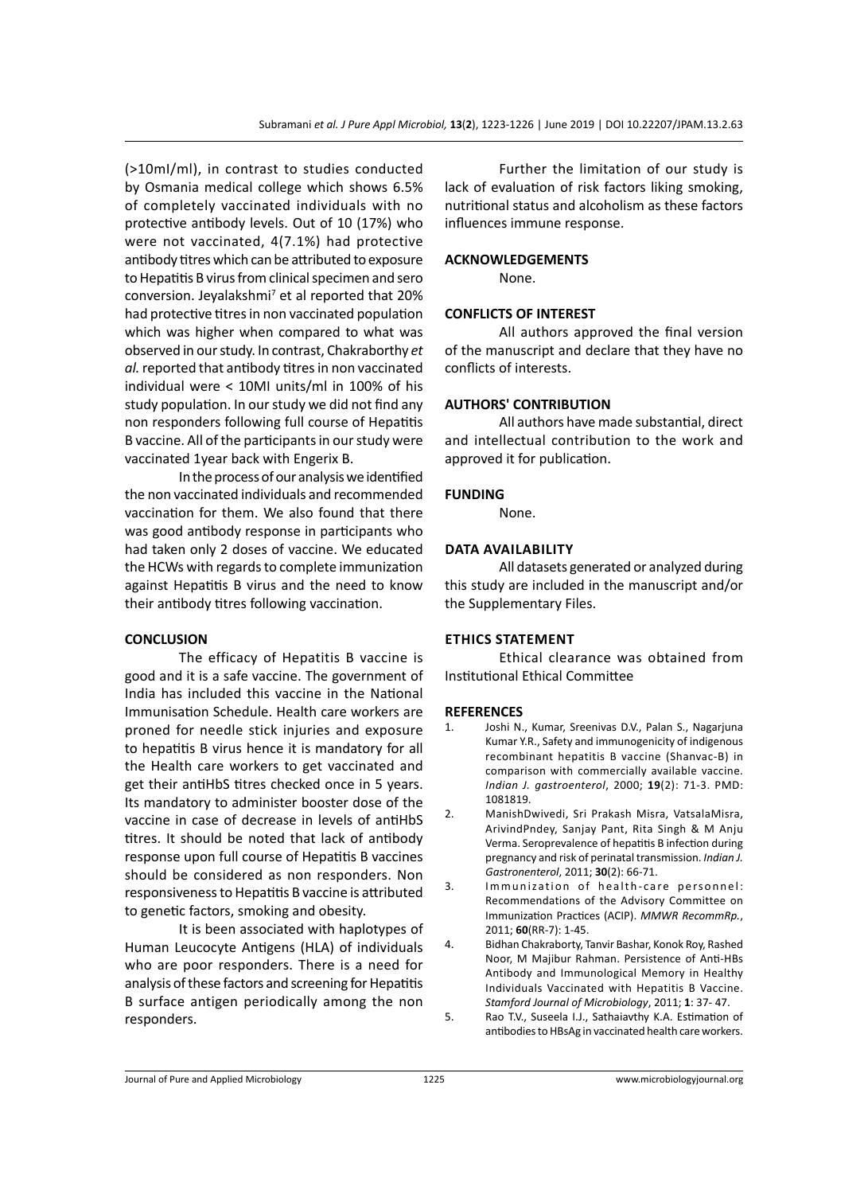(>10mI/ml), in contrast to studies conducted by Osmania medical college which shows 6.5% of completely vaccinated individuals with no protective antibody levels. Out of 10 (17%) who were not vaccinated, 4(7.1%) had protective antibody titres which can be attributed to exposure to Hepatitis B virus from clinical specimen and sero conversion. Jeyalakshmi[7] et al reported that 20% had protective titres in non vaccinated population which was higher when compared to what was observed in our study. In contrast, Chakraborthy *et al.* reported that antibody titres in non vaccinated individual were < 10MI units/ml in 100% of his study population. In our study we did not find any non responders following full course of Hepatitis B vaccine. All of the participants in our study were vaccinated 1year back with Engerix B.

In the process of our analysis we identified the non vaccinated individuals and recommended vaccination for them. We also found that there was good antibody response in participants who had taken only 2 doses of vaccine. We educated the HCWs with regards to complete immunization against Hepatitis B virus and the need to know their antibody titres following vaccination.

## CONCLUSION

The efficacy of Hepatitis B vaccine is good and it is a safe vaccine. The government of India has included this vaccine in the National Immunisation Schedule. Health care workers are proned for needle stick injuries and exposure to hepatitis B virus hence it is mandatory for all the Health care workers to get vaccinated and get their antiHbS titres checked once in 5 years. Its mandatory to administer booster dose of the vaccine in case of decrease in levels of antiHbS titres. It should be noted that lack of antibody response upon full course of Hepatitis B vaccines should be considered as non responders. Non responsiveness to Hepatitis B vaccine is attributed to genetic factors, smoking and obesity.

It is been associated with haplotypes of Human Leucocyte Antigens (HLA) of individuals who are poor responders. There is a need for analysis of these factors and screening for Hepatitis B surface antigen periodically among the non responders.

Further the limitation of our study is lack of evaluation of risk factors liking smoking, nutritional status and alcoholism as these factors influences immune response.

## ACKNOWLEDGEMENTS

None.

## CONFLICTS OF INTEREST

All authors approved the final version of the manuscript and declare that they have no conflicts of interests.

## AUTHORS' CONTRIBUTION

All authors have made substantial, direct and intellectual contribution to the work and approved it for publication.

## FUNDING

None.

## DATA AVAILABILITY

All datasets generated or analyzed during this study are included in the manuscript and/or the Supplementary Files.

## ETHICS STATEMENT

Ethical clearance was obtained from Institutional Ethical Committee

## REFERENCES

1. Joshi N., Kumar, Sreenivas D.V., Palan S., Nagarjuna Kumar Y.R., Safety and immunogenicity of indigenous recombinant hepatitis B vaccine (Shanvac-B) in comparison with commercially available vaccine. *Indian J. gastroenterol*, 2000; **19**(2): 71-3. PMD: 1081819.
2. ManishDwivedi, Sri Prakash Misra, VatsalaMisra, ArivindPndey, Sanjay Pant, Rita Singh & M Anju Verma. Seroprevalence of hepatitis B infection during pregnancy and risk of perinatal transmission. *Indian J. Gastronenterol*, 2011; **30**(2): 66-71.
3. Immunization of health-care personnel: Recommendations of the Advisory Committee on Immunization Practices (ACIP). *MMWR RecommRp.*, 2011; **60**(RR-7): 1-45.
4. Bidhan Chakraborty, Tanvir Bashar, Konok Roy, Rashed Noor, M Majibur Rahman. Persistence of Anti-HBs Antibody and Immunological Memory in Healthy Individuals Vaccinated with Hepatitis B Vaccine. *Stamford Journal of Microbiology*, 2011; **1**: 37- 47.
5. Rao T.V., Suseela I.J., Sathaiavthy K.A. Estimation of antibodies to HBsAg in vaccinated health care workers.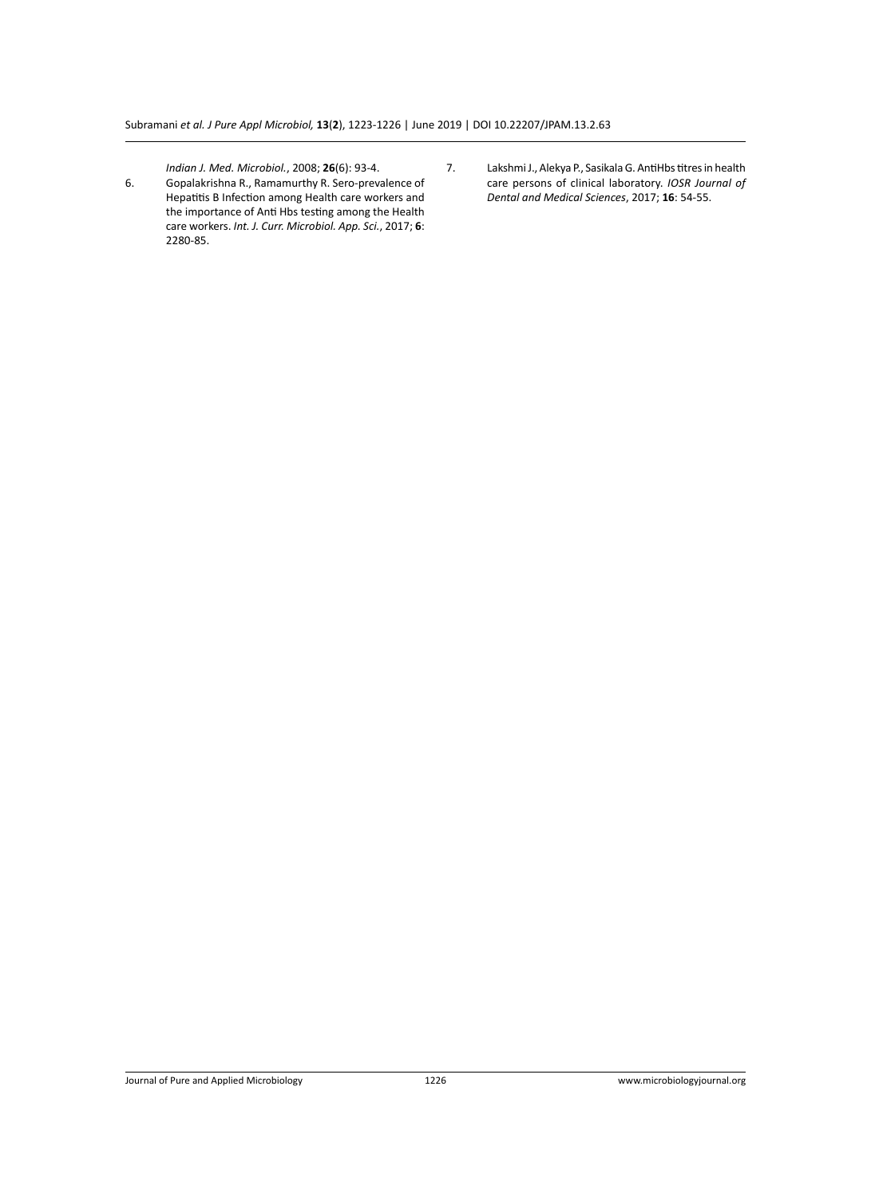*Indian J. Med. Microbiol.*, 2008; **26**(6): 93-4.

6. Gopalakrishna R., Ramamurthy R. Sero-prevalence of Hepatitis B Infection among Health care workers and the importance of Anti Hbs testing among the Health care workers. *Int. J. Curr. Microbiol. App. Sci.*, 2017; **6**: 2280-85.

7. Lakshmi J., Alekya P., Sasikala G. AntiHbs titres in health care persons of clinical laboratory. *IOSR Journal of Dental and Medical Sciences*, 2017; **16**: 54-55.